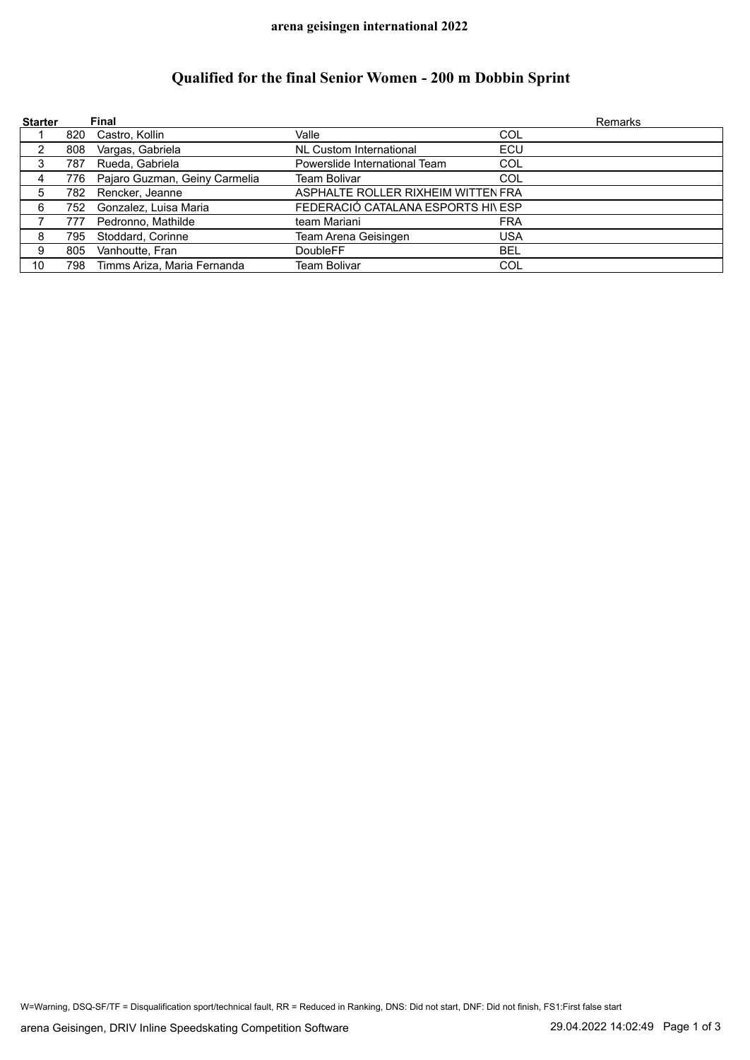**arena geisingen international 2022**

# Qualified for the final Senior Women - 200 m Dobbin Sprint

| Starter | | Final | | | Remarks |
|---|---|---|---|---|---|
| 1 | 820 | Castro, Kollin | Valle | COL | |
| 2 | 808 | Vargas, Gabriela | NL Custom International | ECU | |
| 3 | 787 | Rueda, Gabriela | Powerslide International Team | COL | |
| 4 | 776 | Pajaro Guzman, Geiny Carmelia | Team Bolivar | COL | |
| 5 | 782 | Rencker, Jeanne | ASPHALTE ROLLER RIXHEIM WITTEN | FRA | |
| 6 | 752 | Gonzalez, Luisa Maria | FEDERACIÓ CATALANA ESPORTS HI\ | ESP | |
| 7 | 777 | Pedronno, Mathilde | team Mariani | FRA | |
| 8 | 795 | Stoddard, Corinne | Team Arena Geisingen | USA | |
| 9 | 805 | Vanhoutte, Fran | DoubleFF | BEL | |
| 10 | 798 | Timms Ariza, Maria Fernanda | Team Bolivar | COL | |

W=Warning, DSQ-SF/TF = Disqualification sport/technical fault, RR = Reduced in Ranking, DNS: Did not start, DNF: Did not finish, FS1:First false start

arena Geisingen, DRIV Inline Speedskating Competition Software 29.04.2022 14:02:49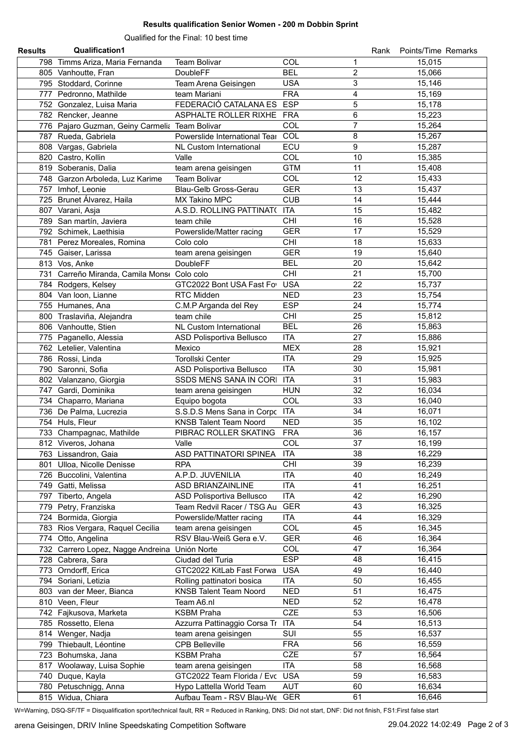## Results qualification Senior Women - 200 m Dobbin Sprint

Qualified for the Final: 10 best time

| Results | Qualification1 | | | Rank | Points/Time | Remarks |
|---|---|---|---|---|---|---|
| 798 | Timms Ariza, Maria Fernanda | Team Bolivar | COL | 1 | 15,015 | |
| 805 | Vanhoutte, Fran | DoubleFF | BEL | 2 | 15,066 | |
| 795 | Stoddard, Corinne | Team Arena Geisingen | USA | 3 | 15,146 | |
| 777 | Pedronno, Mathilde | team Mariani | FRA | 4 | 15,169 | |
| 752 | Gonzalez, Luisa Maria | FEDERACIÓ CATALANA ES | ESP | 5 | 15,178 | |
| 782 | Rencker, Jeanne | ASPHALTE ROLLER RIXHE | FRA | 6 | 15,223 | |
| 776 | Pajaro Guzman, Geiny Carmelia | Team Bolivar | COL | 7 | 15,264 | |
| 787 | Rueda, Gabriela | Powerslide International Tear | COL | 8 | 15,267 | |
| 808 | Vargas, Gabriela | NL Custom International | ECU | 9 | 15,287 | |
| 820 | Castro, Kollin | Valle | COL | 10 | 15,385 | |
| 819 | Soberanis, Dalia | team arena geisingen | GTM | 11 | 15,408 | |
| 748 | Garzon Arboleda, Luz Karime | Team Bolivar | COL | 12 | 15,433 | |
| 757 | Imhof, Leonie | Blau-Gelb Gross-Gerau | GER | 13 | 15,437 | |
| 725 | Brunet Álvarez, Haila | MX Takino MPC | CUB | 14 | 15,444 | |
| 807 | Varani, Asja | A.S.D. ROLLING PATTINAT( | ITA | 15 | 15,482 | |
| 789 | San martín, Javiera | team chile | CHI | 16 | 15,528 | |
| 792 | Schimek, Laethisia | Powerslide/Matter racing | GER | 17 | 15,529 | |
| 781 | Perez Moreales, Romina | Colo colo | CHI | 18 | 15,633 | |
| 745 | Gaiser, Larissa | team arena geisingen | GER | 19 | 15,640 | |
| 813 | Vos, Anke | DoubleFF | BEL | 20 | 15,642 | |
| 731 | Carreño Miranda, Camila Monse | Colo colo | CHI | 21 | 15,700 | |
| 784 | Rodgers, Kelsey | GTC2022 Bont USA Fast Fo | USA | 22 | 15,737 | |
| 804 | Van loon, Lianne | RTC Midden | NED | 23 | 15,754 | |
| 755 | Humanes, Ana | C.M.P Arganda del Rey | ESP | 24 | 15,774 | |
| 800 | Traslaviña, Alejandra | team chile | CHI | 25 | 15,812 | |
| 806 | Vanhoutte, Stien | NL Custom International | BEL | 26 | 15,863 | |
| 775 | Paganello, Alessia | ASD Polisportiva Bellusco | ITA | 27 | 15,886 | |
| 762 | Letelier, Valentina | Mexico | MEX | 28 | 15,921 | |
| 786 | Rossi, Linda | Torollski Center | ITA | 29 | 15,925 | |
| 790 | Saronni, Sofia | ASD Polisportiva Bellusco | ITA | 30 | 15,981 | |
| 802 | Valanzano, Giorgia | SSDS MENS SANA IN CORI | ITA | 31 | 15,983 | |
| 747 | Gardi, Dominika | team arena geisingen | HUN | 32 | 16,034 | |
| 734 | Chaparro, Mariana | Equipo bogota | COL | 33 | 16,040 | |
| 736 | De Palma, Lucrezia | S.S.D.S Mens Sana in Corpc | ITA | 34 | 16,071 | |
| 754 | Huls, Fleur | KNSB Talent Team Noord | NED | 35 | 16,102 | |
| 733 | Champagnac, Mathilde | PIBRAC ROLLER SKATING | FRA | 36 | 16,157 | |
| 812 | Viveros, Johana | Valle | COL | 37 | 16,199 | |
| 763 | Lissandron, Gaia | ASD PATTINATORI SPINEA | ITA | 38 | 16,229 | |
| 801 | Ulloa, Nicolle Denisse | RPA | CHI | 39 | 16,239 | |
| 726 | Buccolini, Valentina | A.P.D. JUVENILIA | ITA | 40 | 16,249 | |
| 749 | Gatti, Melissa | ASD BRIANZAINLINE | ITA | 41 | 16,251 | |
| 797 | Tiberto, Angela | ASD Polisportiva Bellusco | ITA | 42 | 16,290 | |
| 779 | Petry, Franziska | Team Redvil Racer / TSG Au | GER | 43 | 16,325 | |
| 724 | Bormida, Giorgia | Powerslide/Matter racing | ITA | 44 | 16,329 | |
| 783 | Rios Vergara, Raquel Cecilia | team arena geisingen | COL | 45 | 16,345 | |
| 774 | Otto, Angelina | RSV Blau-Weiß Gera e.V. | GER | 46 | 16,364 | |
| 732 | Carrero Lopez, Nagge Andreina | Unión Norte | COL | 47 | 16,364 | |
| 728 | Cabrera, Sara | Ciudad del Turia | ESP | 48 | 16,415 | |
| 773 | Orndorff, Erica | GTC2022 KitLab Fast Forwa | USA | 49 | 16,440 | |
| 794 | Soriani, Letizia | Rolling pattinatori bosica | ITA | 50 | 16,455 | |
| 803 | van der Meer, Bianca | KNSB Talent Team Noord | NED | 51 | 16,475 | |
| 810 | Veen, Fleur | Team A6.nl | NED | 52 | 16,478 | |
| 742 | Fajkusova, Marketa | KSBM Praha | CZE | 53 | 16,506 | |
| 785 | Rossetto, Elena | Azzurra Pattinaggio Corsa Tr | ITA | 54 | 16,513 | |
| 814 | Wenger, Nadja | team arena geisingen | SUI | 55 | 16,537 | |
| 799 | Thiebault, Léontine | CPB Belleville | FRA | 56 | 16,559 | |
| 723 | Bohumska, Jana | KSBM Praha | CZE | 57 | 16,564 | |
| 817 | Woolaway, Luisa Sophie | team arena geisingen | ITA | 58 | 16,568 | |
| 740 | Duque, Kayla | GTC2022 Team Florida / Evc | USA | 59 | 16,583 | |
| 780 | Petuschnigg, Anna | Hypo Lattella World Team | AUT | 60 | 16,634 | |
| 815 | Widua, Chiara | Aufbau Team - RSV Blau-We | GER | 61 | 16,646 | |

W=Warning, DSQ-SF/TF = Disqualification sport/technical fault, RR = Reduced in Ranking, DNS: Did not start, DNF: Did not finish, FS1:First false start

arena Geisingen, DRIV Inline Speedskating Competition Software 29.04.2022 14:02:49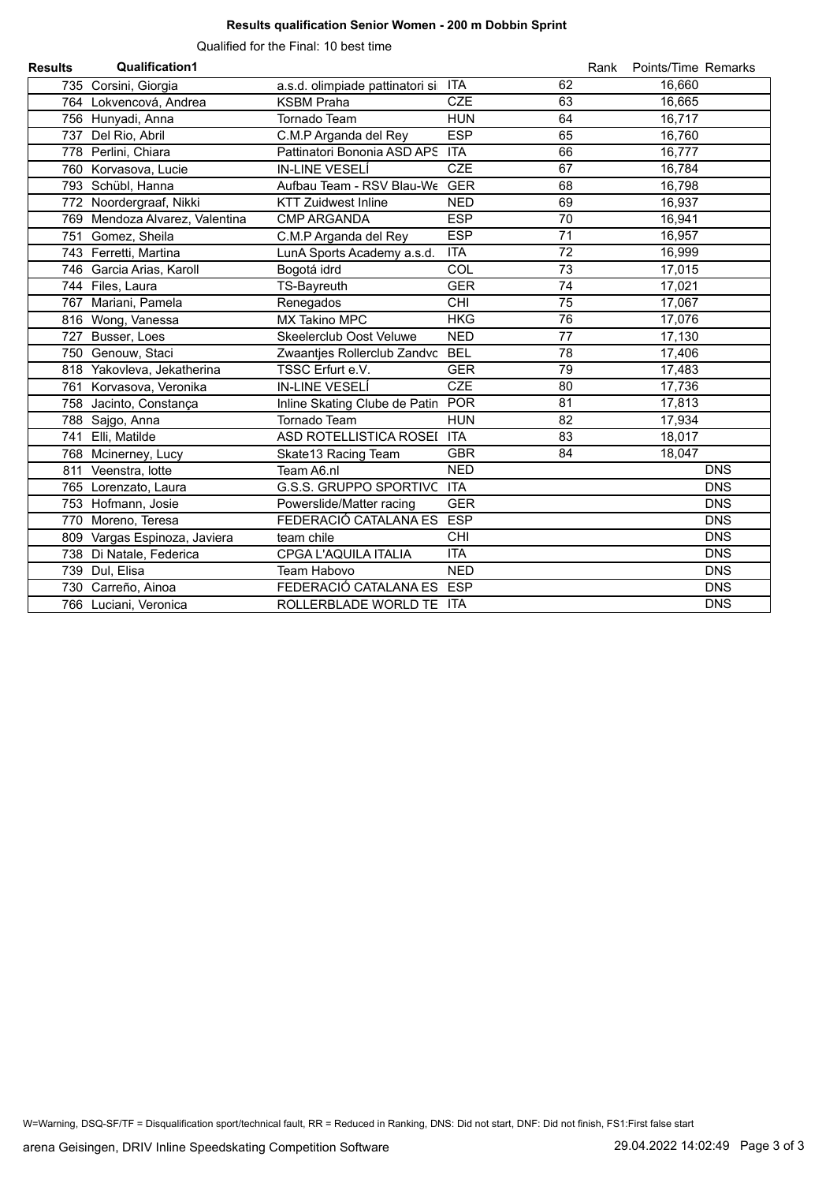# Results qualification Senior Women - 200 m Dobbin Sprint

Qualified for the Final: 10 best time

| Results | Qualification1 | | | Rank | Points/Time | Remarks |
|---|---|---|---|---|---|---|
| 735 | Corsini, Giorgia | a.s.d. olimpiade pattinatori si | ITA | 62 | 16,660 | |
| 764 | Lokvencová, Andrea | KSBM Praha | CZE | 63 | 16,665 | |
| 756 | Hunyadi, Anna | Tornado Team | HUN | 64 | 16,717 | |
| 737 | Del Rio, Abril | C.M.P Arganda del Rey | ESP | 65 | 16,760 | |
| 778 | Perlini, Chiara | Pattinatori Bononia ASD APS | ITA | 66 | 16,777 | |
| 760 | Korvasova, Lucie | IN-LINE VESELÍ | CZE | 67 | 16,784 | |
| 793 | Schübl, Hanna | Aufbau Team - RSV Blau-We | GER | 68 | 16,798 | |
| 772 | Noordergraaf, Nikki | KTT Zuidwest Inline | NED | 69 | 16,937 | |
| 769 | Mendoza Alvarez, Valentina | CMP ARGANDA | ESP | 70 | 16,941 | |
| 751 | Gomez, Sheila | C.M.P Arganda del Rey | ESP | 71 | 16,957 | |
| 743 | Ferretti, Martina | LunA Sports Academy a.s.d. | ITA | 72 | 16,999 | |
| 746 | Garcia Arias, Karoll | Bogotá idrd | COL | 73 | 17,015 | |
| 744 | Files, Laura | TS-Bayreuth | GER | 74 | 17,021 | |
| 767 | Mariani, Pamela | Renegados | CHI | 75 | 17,067 | |
| 816 | Wong, Vanessa | MX Takino MPC | HKG | 76 | 17,076 | |
| 727 | Busser, Loes | Skeelerclub Oost Veluwe | NED | 77 | 17,130 | |
| 750 | Genouw, Staci | Zwaantjes Rollerclub Zandvc | BEL | 78 | 17,406 | |
| 818 | Yakovleva, Jekatherina | TSSC Erfurt e.V. | GER | 79 | 17,483 | |
| 761 | Korvasova, Veronika | IN-LINE VESELÍ | CZE | 80 | 17,736 | |
| 758 | Jacinto, Constança | Inline Skating Clube de Patin | POR | 81 | 17,813 | |
| 788 | Sajgo, Anna | Tornado Team | HUN | 82 | 17,934 | |
| 741 | Elli, Matilde | ASD ROTELLISTICA ROSEI | ITA | 83 | 18,017 | |
| 768 | Mcinerney, Lucy | Skate13 Racing Team | GBR | 84 | 18,047 | |
| 811 | Veenstra, lotte | Team A6.nl | NED | | | DNS |
| 765 | Lorenzato, Laura | G.S.S. GRUPPO SPORTIVC | ITA | | | DNS |
| 753 | Hofmann, Josie | Powerslide/Matter racing | GER | | | DNS |
| 770 | Moreno, Teresa | FEDERACIÓ CATALANA ES | ESP | | | DNS |
| 809 | Vargas Espinoza, Javiera | team chile | CHI | | | DNS |
| 738 | Di Natale, Federica | CPGA L'AQUILA ITALIA | ITA | | | DNS |
| 739 | Dul, Elisa | Team Habovo | NED | | | DNS |
| 730 | Carreño, Ainoa | FEDERACIÓ CATALANA ES | ESP | | | DNS |
| 766 | Luciani, Veronica | ROLLERBLADE WORLD TE | ITA | | | DNS |

W=Warning, DSQ-SF/TF = Disqualification sport/technical fault, RR = Reduced in Ranking, DNS: Did not start, DNF: Did not finish, FS1:First false start

arena Geisingen, DRIV Inline Speedskating Competition Software 29.04.2022 14:02:49